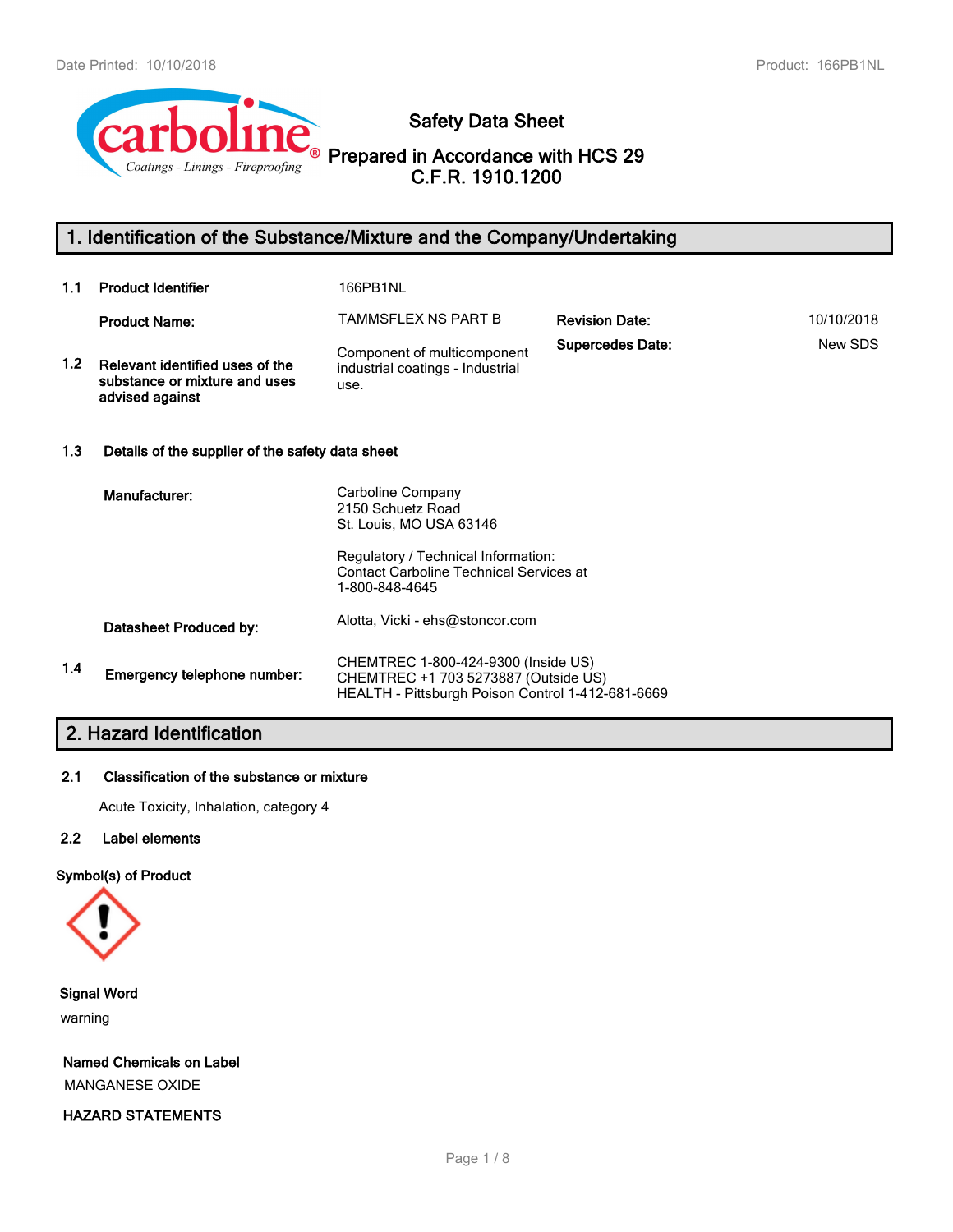# Safety Data Sheet

## Prepared in Accordance with HCS 29 C.F.R. 1910.1200

## 1. Identification of the Substance/Mixture and the Company/Undertaking

| | | | | |
|---|---|---|---|---|
| 1.1 | **Product Identifier** | 166PB1NL | | |
| | **Product Name:** | TAMMSFLEX NS PART B | **Revision Date:** | 10/10/2018 |
| 1.2 | **Relevant identified uses of the substance or mixture and uses advised against** | Component of multicomponent industrial coatings - Industrial use. | **Supercedes Date:** | New SDS |

**1.3 Details of the supplier of the safety data sheet**

**Manufacturer:**
Carboline Company
2150 Schuetz Road
St. Louis, MO USA 63146

Regulatory / Technical Information:
Contact Carboline Technical Services at
1-800-848-4645

**Datasheet Produced by:** Alotta, Vicki - ehs@stoncor.com

**1.4 Emergency telephone number:**
CHEMTREC 1-800-424-9300 (Inside US)
CHEMTREC +1 703 5273887 (Outside US)
HEALTH - Pittsburgh Poison Control 1-412-681-6669

## 2. Hazard Identification

### 2.1 Classification of the substance or mixture

Acute Toxicity, Inhalation, category 4

### 2.2 Label elements

**Symbol(s) of Product**

**Signal Word**

warning

**Named Chemicals on Label**

MANGANESE OXIDE

**HAZARD STATEMENTS**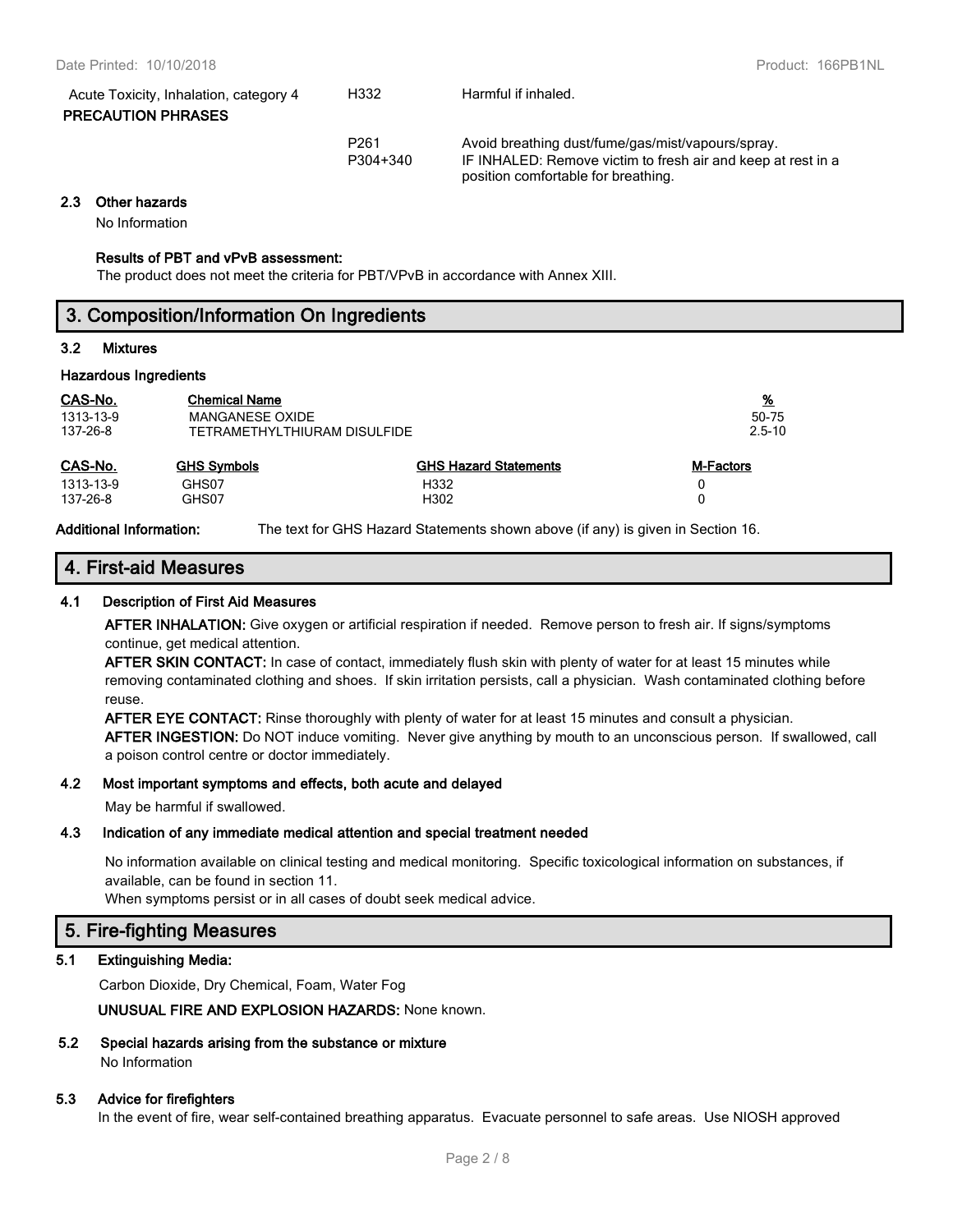| | | |
|---|---|---|
| Acute Toxicity, Inhalation, category 4 | H332 | Harmful if inhaled. |
| **PRECAUTION PHRASES** | | |
| | P261 | Avoid breathing dust/fume/gas/mist/vapours/spray. |
| | P304+340 | IF INHALED: Remove victim to fresh air and keep at rest in a position comfortable for breathing. |

### 2.3 Other hazards

No Information

**Results of PBT and vPvB assessment:**

The product does not meet the criteria for PBT/VPvB in accordance with Annex XIII.

## 3. Composition/Information On Ingredients

### 3.2 Mixtures

**Hazardous Ingredients**

| CAS-No. | Chemical Name | % |
|---|---|---|
| 1313-13-9 | MANGANESE OXIDE | 50-75 |
| 137-26-8 | TETRAMETHYLTHIURAM DISULFIDE | 2.5-10 |

| CAS-No. | GHS Symbols | GHS Hazard Statements | M-Factors |
|---|---|---|---|
| 1313-13-9 | GHS07 | H332 | 0 |
| 137-26-8 | GHS07 | H302 | 0 |

**Additional Information:** The text for GHS Hazard Statements shown above (if any) is given in Section 16.

## 4. First-aid Measures

### 4.1 Description of First Aid Measures

**AFTER INHALATION:** Give oxygen or artificial respiration if needed. Remove person to fresh air. If signs/symptoms continue, get medical attention.

**AFTER SKIN CONTACT:** In case of contact, immediately flush skin with plenty of water for at least 15 minutes while removing contaminated clothing and shoes. If skin irritation persists, call a physician. Wash contaminated clothing before reuse.

**AFTER EYE CONTACT:** Rinse thoroughly with plenty of water for at least 15 minutes and consult a physician.

**AFTER INGESTION:** Do NOT induce vomiting. Never give anything by mouth to an unconscious person. If swallowed, call a poison control centre or doctor immediately.

### 4.2 Most important symptoms and effects, both acute and delayed

May be harmful if swallowed.

### 4.3 Indication of any immediate medical attention and special treatment needed

No information available on clinical testing and medical monitoring. Specific toxicological information on substances, if available, can be found in section 11.

When symptoms persist or in all cases of doubt seek medical advice.

## 5. Fire-fighting Measures

### 5.1 Extinguishing Media:

Carbon Dioxide, Dry Chemical, Foam, Water Fog

**UNUSUAL FIRE AND EXPLOSION HAZARDS:** None known.

### 5.2 Special hazards arising from the substance or mixture

No Information

### 5.3 Advice for firefighters

In the event of fire, wear self-contained breathing apparatus. Evacuate personnel to safe areas. Use NIOSH approved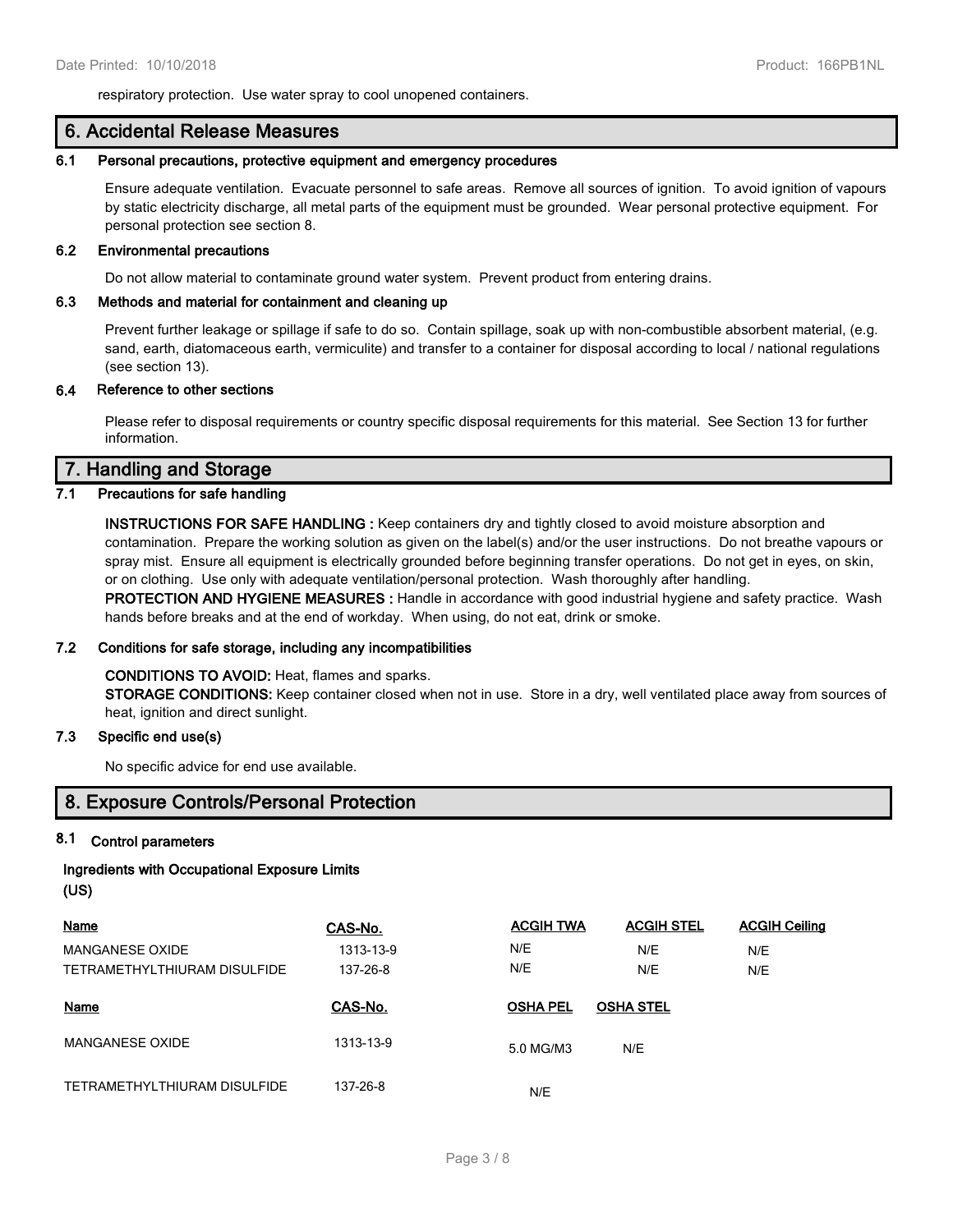respiratory protection. Use water spray to cool unopened containers.

## 6. Accidental Release Measures

### 6.1 Personal precautions, protective equipment and emergency procedures

Ensure adequate ventilation. Evacuate personnel to safe areas. Remove all sources of ignition. To avoid ignition of vapours by static electricity discharge, all metal parts of the equipment must be grounded. Wear personal protective equipment. For personal protection see section 8.

### 6.2 Environmental precautions

Do not allow material to contaminate ground water system. Prevent product from entering drains.

### 6.3 Methods and material for containment and cleaning up

Prevent further leakage or spillage if safe to do so. Contain spillage, soak up with non-combustible absorbent material, (e.g. sand, earth, diatomaceous earth, vermiculite) and transfer to a container for disposal according to local / national regulations (see section 13).

### 6.4 Reference to other sections

Please refer to disposal requirements or country specific disposal requirements for this material. See Section 13 for further information.

## 7. Handling and Storage

### 7.1 Precautions for safe handling

**INSTRUCTIONS FOR SAFE HANDLING :** Keep containers dry and tightly closed to avoid moisture absorption and contamination. Prepare the working solution as given on the label(s) and/or the user instructions. Do not breathe vapours or spray mist. Ensure all equipment is electrically grounded before beginning transfer operations. Do not get in eyes, on skin, or on clothing. Use only with adequate ventilation/personal protection. Wash thoroughly after handling.
**PROTECTION AND HYGIENE MEASURES :** Handle in accordance with good industrial hygiene and safety practice. Wash hands before breaks and at the end of workday. When using, do not eat, drink or smoke.

### 7.2 Conditions for safe storage, including any incompatibilities

**CONDITIONS TO AVOID:** Heat, flames and sparks.
**STORAGE CONDITIONS:** Keep container closed when not in use. Store in a dry, well ventilated place away from sources of heat, ignition and direct sunlight.

### 7.3 Specific end use(s)

No specific advice for end use available.

## 8. Exposure Controls/Personal Protection

### 8.1 Control parameters

**Ingredients with Occupational Exposure Limits (US)**

| Name | CAS-No. | ACGIH TWA | ACGIH STEL | ACGIH Ceiling |
|---|---|---|---|---|
| MANGANESE OXIDE | 1313-13-9 | N/E | N/E | N/E |
| TETRAMETHYLTHIURAM DISULFIDE | 137-26-8 | N/E | N/E | N/E |

| Name | CAS-No. | OSHA PEL | OSHA STEL |
|---|---|---|---|
| MANGANESE OXIDE | 1313-13-9 | 5.0 MG/M3 | N/E |
| TETRAMETHYLTHIURAM DISULFIDE | 137-26-8 | N/E | |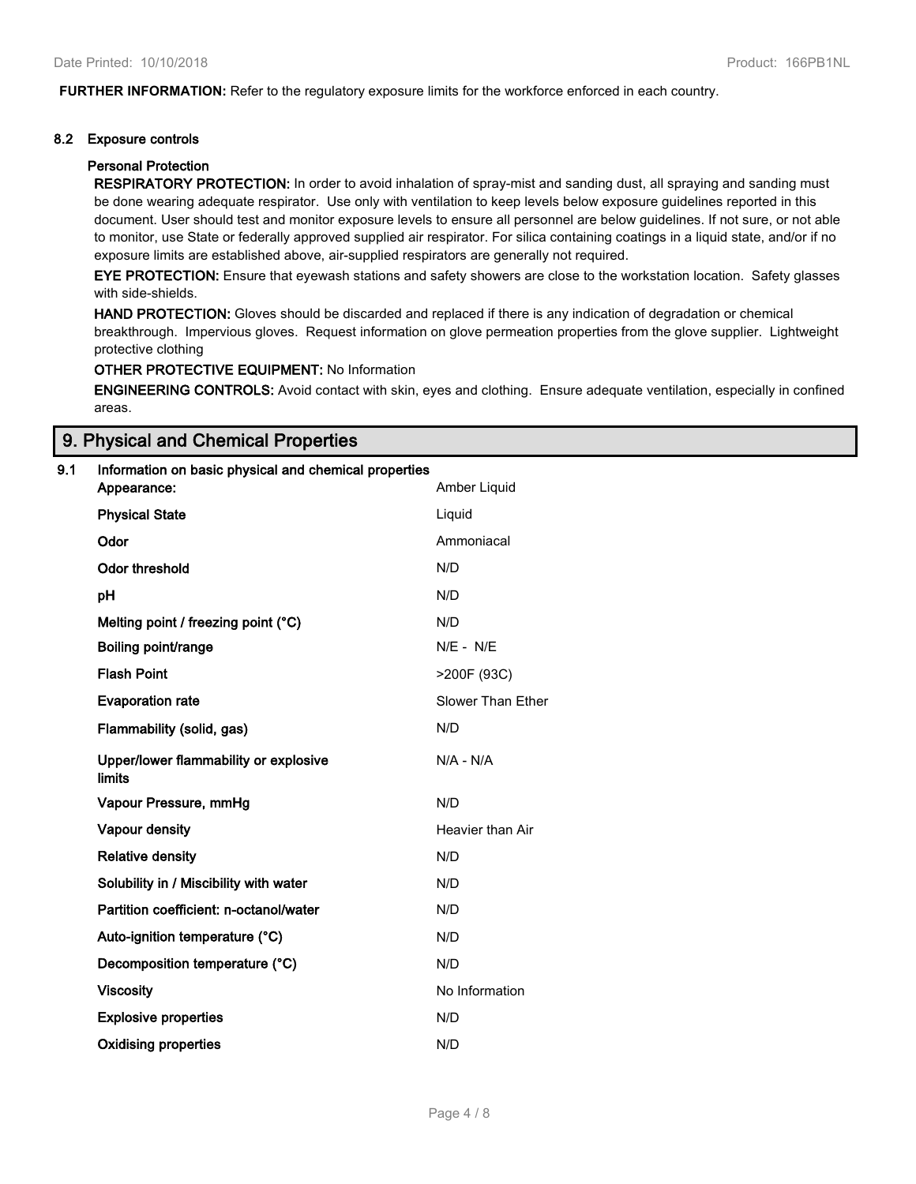**FURTHER INFORMATION:** Refer to the regulatory exposure limits for the workforce enforced in each country.

### 8.2 Exposure controls

#### Personal Protection

**RESPIRATORY PROTECTION:** In order to avoid inhalation of spray-mist and sanding dust, all spraying and sanding must be done wearing adequate respirator. Use only with ventilation to keep levels below exposure guidelines reported in this document. User should test and monitor exposure levels to ensure all personnel are below guidelines. If not sure, or not able to monitor, use State or federally approved supplied air respirator. For silica containing coatings in a liquid state, and/or if no exposure limits are established above, air-supplied respirators are generally not required.

**EYE PROTECTION:** Ensure that eyewash stations and safety showers are close to the workstation location. Safety glasses with side-shields.

**HAND PROTECTION:** Gloves should be discarded and replaced if there is any indication of degradation or chemical breakthrough. Impervious gloves. Request information on glove permeation properties from the glove supplier. Lightweight protective clothing

**OTHER PROTECTIVE EQUIPMENT:** No Information

**ENGINEERING CONTROLS:** Avoid contact with skin, eyes and clothing. Ensure adequate ventilation, especially in confined areas.

## 9. Physical and Chemical Properties

### 9.1 Information on basic physical and chemical properties

| Property | Value |
| --- | --- |
| **Appearance:** | Amber Liquid |
| **Physical State** | Liquid |
| **Odor** | Ammoniacal |
| **Odor threshold** | N/D |
| **pH** | N/D |
| **Melting point / freezing point (°C)** | N/D |
| **Boiling point/range** | N/E - N/E |
| **Flash Point** | >200F (93C) |
| **Evaporation rate** | Slower Than Ether |
| **Flammability (solid, gas)** | N/D |
| **Upper/lower flammability or explosive limits** | N/A - N/A |
| **Vapour Pressure, mmHg** | N/D |
| **Vapour density** | Heavier than Air |
| **Relative density** | N/D |
| **Solubility in / Miscibility with water** | N/D |
| **Partition coefficient: n-octanol/water** | N/D |
| **Auto-ignition temperature (°C)** | N/D |
| **Decomposition temperature (°C)** | N/D |
| **Viscosity** | No Information |
| **Explosive properties** | N/D |
| **Oxidising properties** | N/D |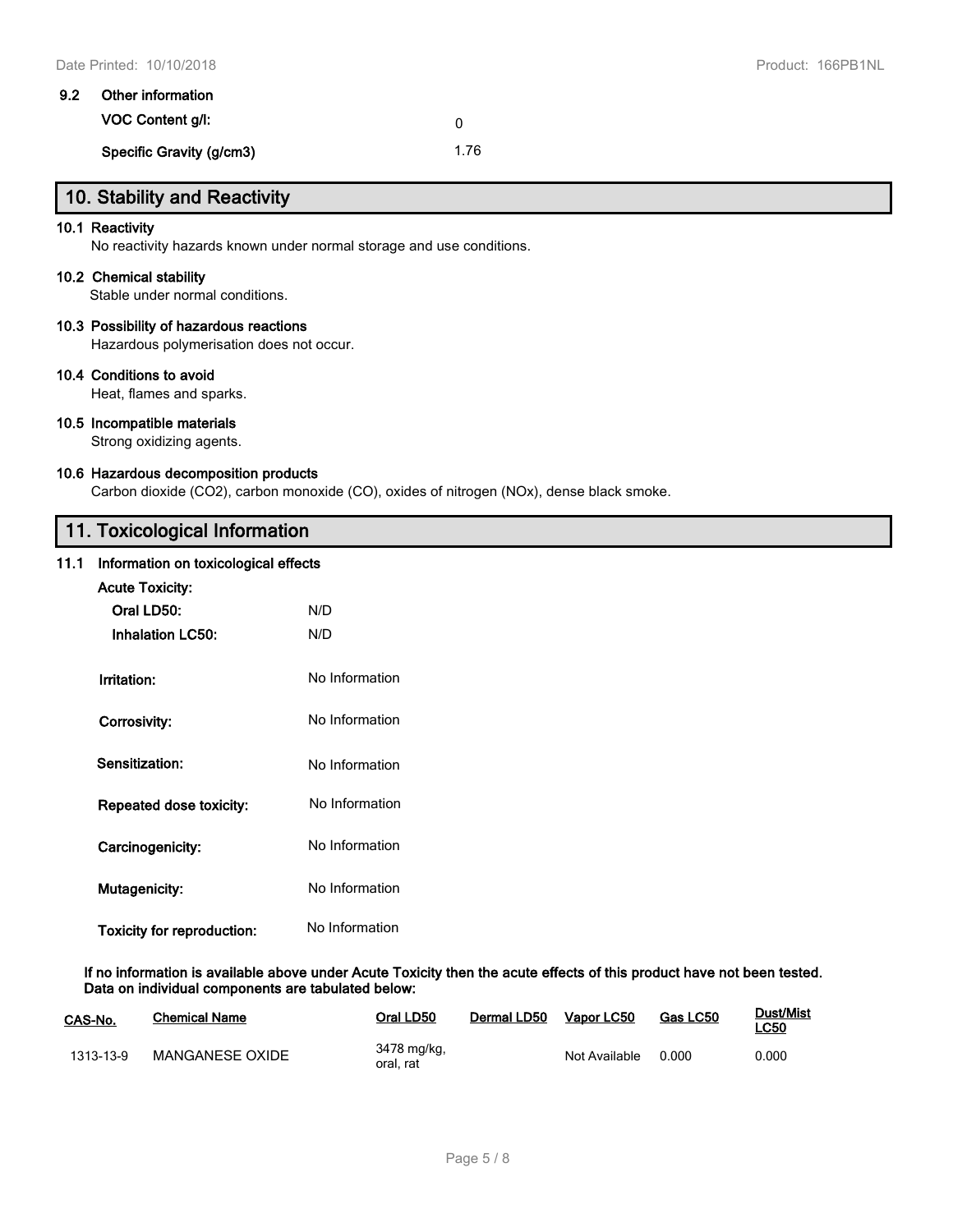### 9.2 Other information

**VOC Content g/l:** 0

**Specific Gravity (g/cm3)** 1.76

## 10. Stability and Reactivity

**10.1 Reactivity**

No reactivity hazards known under normal storage and use conditions.

**10.2 Chemical stability**

Stable under normal conditions.

**10.3 Possibility of hazardous reactions**

Hazardous polymerisation does not occur.

**10.4 Conditions to avoid**

Heat, flames and sparks.

**10.5 Incompatible materials**

Strong oxidizing agents.

**10.6 Hazardous decomposition products**

Carbon dioxide ($CO_2$), carbon monoxide (CO), oxides of nitrogen (NOx), dense black smoke.

## 11. Toxicological Information

**11.1 Information on toxicological effects**

**Acute Toxicity:**

**Oral LD50:** N/D

**Inhalation LC50:** N/D

**Irritation:** No Information

**Corrosivity:** No Information

**Sensitization:** No Information

**Repeated dose toxicity:** No Information

**Carcinogenicity:** No Information

**Mutagenicity:** No Information

**Toxicity for reproduction:** No Information

**If no information is available above under Acute Toxicity then the acute effects of this product have not been tested. Data on individual components are tabulated below:**

| CAS-No. | Chemical Name | Oral LD50 | Dermal LD50 | Vapor LC50 | Gas LC50 | Dust/Mist LC50 |
|---|---|---|---|---|---|---|
| 1313-13-9 | MANGANESE OXIDE | 3478 mg/kg, oral, rat | | Not Available | 0.000 | 0.000 |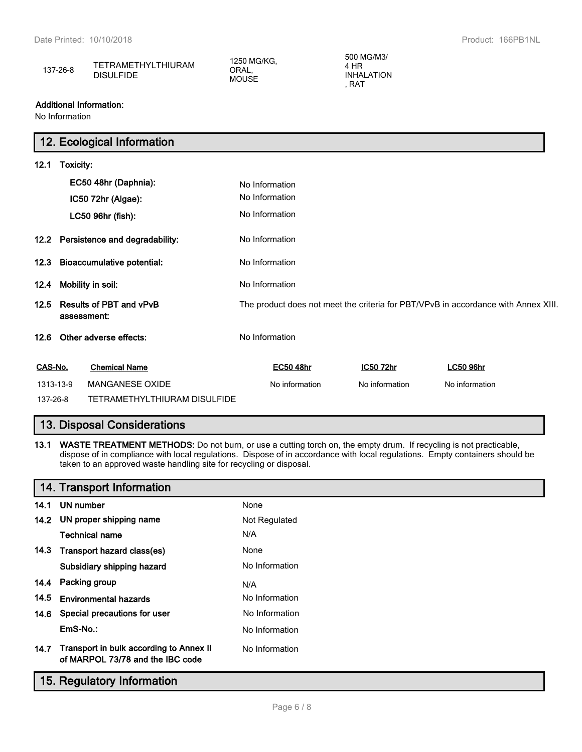| 137-26-8 | TETRAMETHYLTHIURAM DISULFIDE | 1250 MG/KG, ORAL, MOUSE | 500 MG/M3/ 4 HR INHALATION , RAT |
|---|---|---|---|

**Additional Information:**
No Information

## 12. Ecological Information

**12.1 Toxicity:**

| | |
|---|---|
| **EC50 48hr (Daphnia):** | No Information |
| **IC50 72hr (Algae):** | No Information |
| **LC50 96hr (fish):** | No Information |
| **12.2 Persistence and degradability:** | No Information |
| **12.3 Bioaccumulative potential:** | No Information |
| **12.4 Mobility in soil:** | No Information |
| **12.5 Results of PBT and vPvB assessment:** | The product does not meet the criteria for PBT/VPvB in accordance with Annex XIII. |
| **12.6 Other adverse effects:** | No Information |

| CAS-No. | Chemical Name | EC50 48hr | IC50 72hr | LC50 96hr |
|---|---|---|---|---|
| 1313-13-9 | MANGANESE OXIDE | No information | No information | No information |
| 137-26-8 | TETRAMETHYLTHIURAM DISULFIDE | | | |

## 13. Disposal Considerations

**13.1 WASTE TREATMENT METHODS:** Do not burn, or use a cutting torch on, the empty drum. If recycling is not practicable, dispose of in compliance with local regulations. Dispose of in accordance with local regulations. Empty containers should be taken to an approved waste handling site for recycling or disposal.

## 14. Transport Information

| | |
|---|---|
| **14.1 UN number** | None |
| **14.2 UN proper shipping name** | Not Regulated |
| **Technical name** | N/A |
| **14.3 Transport hazard class(es)** | None |
| **Subsidiary shipping hazard** | No Information |
| **14.4 Packing group** | N/A |
| **14.5 Environmental hazards** | No Information |
| **14.6 Special precautions for user** | No Information |
| **EmS-No.:** | No Information |
| **14.7 Transport in bulk according to Annex II of MARPOL 73/78 and the IBC code** | No Information |

## 15. Regulatory Information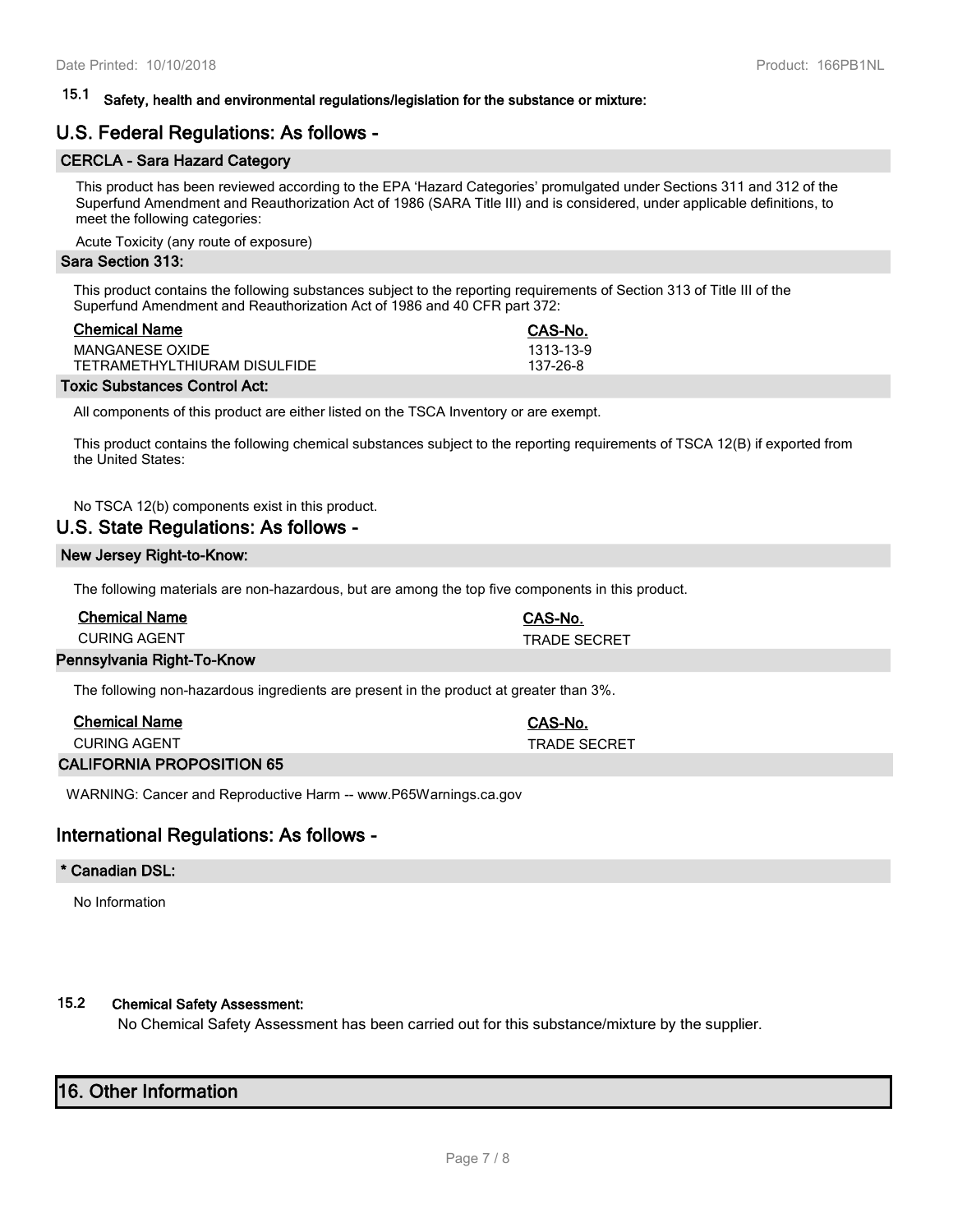## 15.1 Safety, health and environmental regulations/legislation for the substance or mixture:

## U.S. Federal Regulations: As follows -

### CERCLA - Sara Hazard Category

This product has been reviewed according to the EPA 'Hazard Categories' promulgated under Sections 311 and 312 of the Superfund Amendment and Reauthorization Act of 1986 (SARA Title III) and is considered, under applicable definitions, to meet the following categories:

Acute Toxicity (any route of exposure)

### Sara Section 313:

This product contains the following substances subject to the reporting requirements of Section 313 of Title III of the Superfund Amendment and Reauthorization Act of 1986 and 40 CFR part 372:

| Chemical Name | CAS-No. |
|---|---|
| MANGANESE OXIDE | 1313-13-9 |
| TETRAMETHYLTHIURAM DISULFIDE | 137-26-8 |

### Toxic Substances Control Act:

All components of this product are either listed on the TSCA Inventory or are exempt.

This product contains the following chemical substances subject to the reporting requirements of TSCA 12(B) if exported from the United States:

No TSCA 12(b) components exist in this product.

## U.S. State Regulations: As follows -

### New Jersey Right-to-Know:

The following materials are non-hazardous, but are among the top five components in this product.

| Chemical Name | CAS-No. |
|---|---|
| CURING AGENT | TRADE SECRET |

### Pennsylvania Right-To-Know

The following non-hazardous ingredients are present in the product at greater than 3%.

| Chemical Name | CAS-No. |
|---|---|
| CURING AGENT | TRADE SECRET |

### CALIFORNIA PROPOSITION 65

WARNING: Cancer and Reproductive Harm -- www.P65Warnings.ca.gov

## International Regulations: As follows -

### * Canadian DSL:

No Information

## 15.2 Chemical Safety Assessment:

No Chemical Safety Assessment has been carried out for this substance/mixture by the supplier.

# 16. Other Information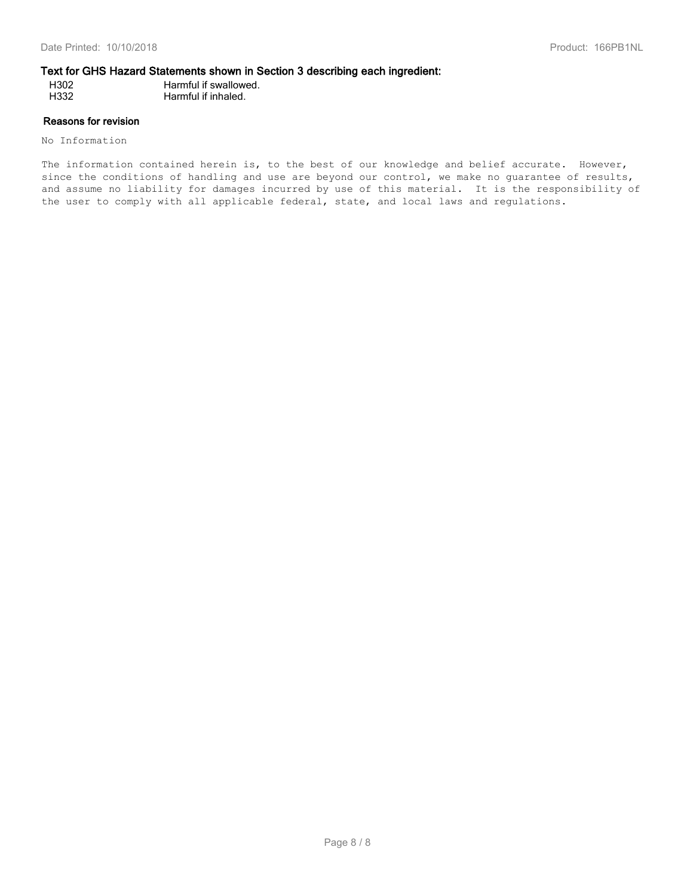### Text for GHS Hazard Statements shown in Section 3 describing each ingredient:

| | |
|---|---|
| H302 | Harmful if swallowed. |
| H332 | Harmful if inhaled. |

### Reasons for revision

No Information

The information contained herein is, to the best of our knowledge and belief accurate. However, since the conditions of handling and use are beyond our control, we make no guarantee of results, and assume no liability for damages incurred by use of this material. It is the responsibility of the user to comply with all applicable federal, state, and local laws and regulations.